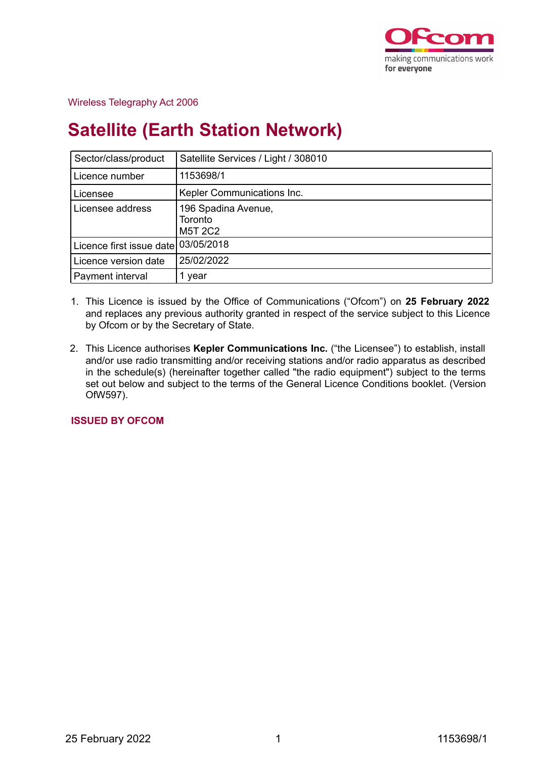Wireless Telegraphy Act 2006

# Satellite (Earth Station Network)

| Sector/class/product | Satellite Services / Light / 308010 |
|---|---|
| Licence number | 1153698/1 |
| Licensee | Kepler Communications Inc. |
| Licensee address | 196 Spadina Avenue,<br>Toronto<br>M5T 2C2 |
| Licence first issue date | 03/05/2018 |
| Licence version date | 25/02/2022 |
| Payment interval | 1 year |

1. This Licence is issued by the Office of Communications ("Ofcom") on **25 February 2022** and replaces any previous authority granted in respect of the service subject to this Licence by Ofcom or by the Secretary of State.

2. This Licence authorises **Kepler Communications Inc.** ("the Licensee") to establish, install and/or use radio transmitting and/or receiving stations and/or radio apparatus as described in the schedule(s) (hereinafter together called "the radio equipment") subject to the terms set out below and subject to the terms of the General Licence Conditions booklet. (Version OfW597).

**ISSUED BY OFCOM**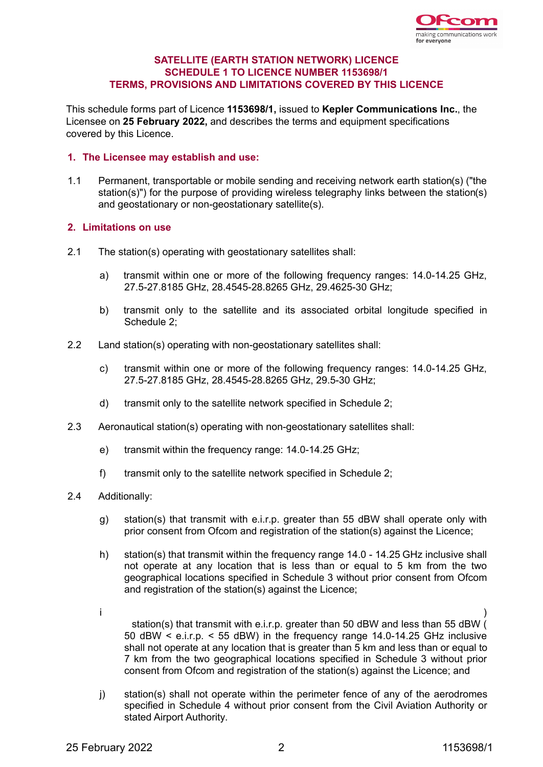# SATELLITE (EARTH STATION NETWORK) LICENCE
# SCHEDULE 1 TO LICENCE NUMBER 1153698/1
# TERMS, PROVISIONS AND LIMITATIONS COVERED BY THIS LICENCE

This schedule forms part of Licence **1153698/1,** issued to **Kepler Communications Inc.**, the Licensee on **25 February 2022,** and describes the terms and equipment specifications covered by this Licence.

## 1. The Licensee may establish and use:

1.1 Permanent, transportable or mobile sending and receiving network earth station(s) ("the station(s)") for the purpose of providing wireless telegraphy links between the station(s) and geostationary or non-geostationary satellite(s).

## 2. Limitations on use

2.1 The station(s) operating with geostationary satellites shall:

a) transmit within one or more of the following frequency ranges: 14.0-14.25 GHz, 27.5-27.8185 GHz, 28.4545-28.8265 GHz, 29.4625-30 GHz;

b) transmit only to the satellite and its associated orbital longitude specified in Schedule 2;

2.2 Land station(s) operating with non-geostationary satellites shall:

c) transmit within one or more of the following frequency ranges: 14.0-14.25 GHz, 27.5-27.8185 GHz, 28.4545-28.8265 GHz, 29.5-30 GHz;

d) transmit only to the satellite network specified in Schedule 2;

2.3 Aeronautical station(s) operating with non-geostationary satellites shall:

e) transmit within the frequency range: 14.0-14.25 GHz;

f) transmit only to the satellite network specified in Schedule 2;

2.4 Additionally:

g) station(s) that transmit with e.i.r.p. greater than 55 dBW shall operate only with prior consent from Ofcom and registration of the station(s) against the Licence;

h) station(s) that transmit within the frequency range 14.0 - 14.25 GHz inclusive shall not operate at any location that is less than or equal to 5 km from the two geographical locations specified in Schedule 3 without prior consent from Ofcom and registration of the station(s) against the Licence;

i) station(s) that transmit with e.i.r.p. greater than 50 dBW and less than 55 dBW ( 50 dBW < e.i.r.p. < 55 dBW) in the frequency range 14.0-14.25 GHz inclusive shall not operate at any location that is greater than 5 km and less than or equal to 7 km from the two geographical locations specified in Schedule 3 without prior consent from Ofcom and registration of the station(s) against the Licence; and

j) station(s) shall not operate within the perimeter fence of any of the aerodromes specified in Schedule 4 without prior consent from the Civil Aviation Authority or stated Airport Authority.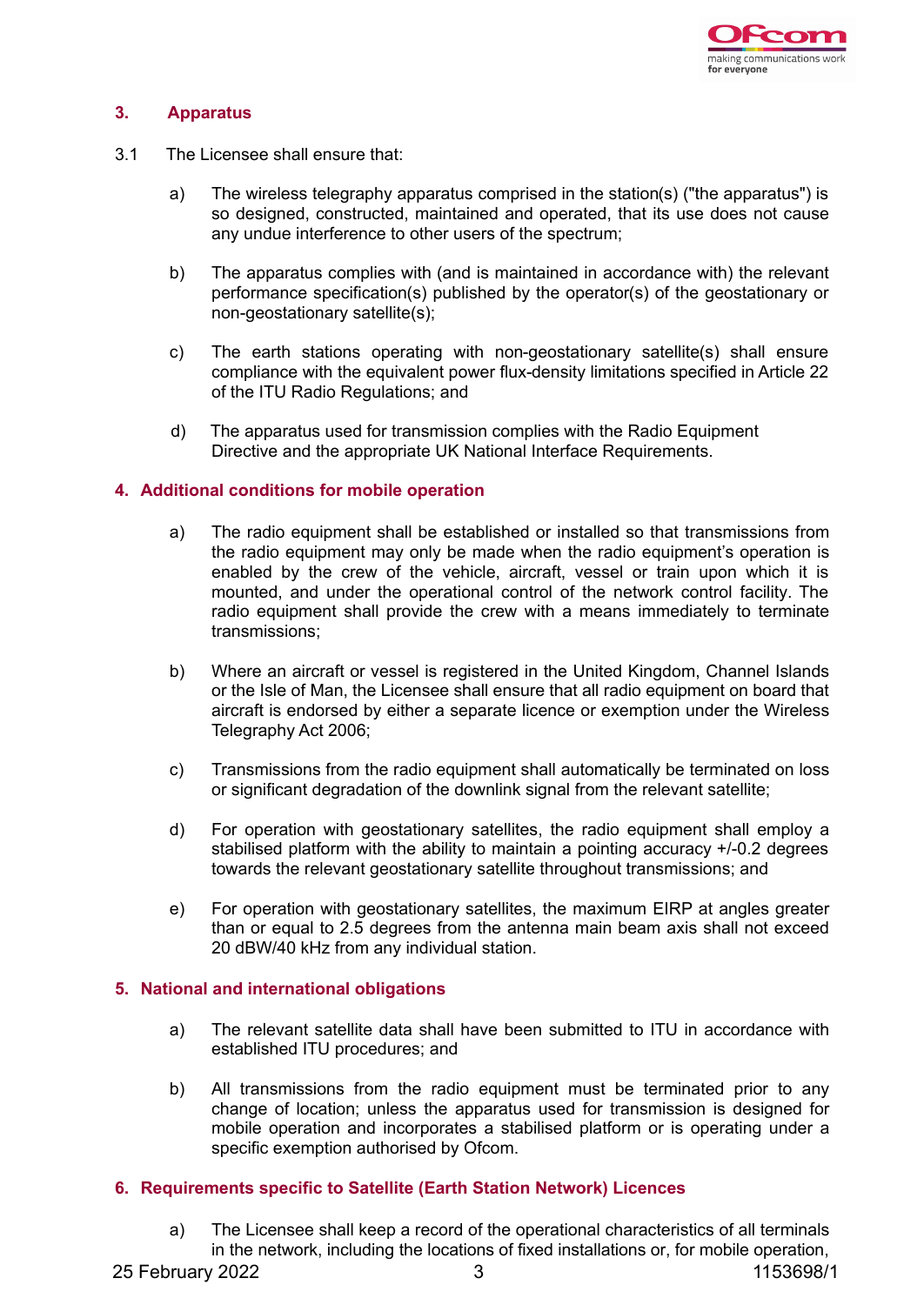## 3. Apparatus

3.1 The Licensee shall ensure that:

a) The wireless telegraphy apparatus comprised in the station(s) ("the apparatus") is so designed, constructed, maintained and operated, that its use does not cause any undue interference to other users of the spectrum;

b) The apparatus complies with (and is maintained in accordance with) the relevant performance specification(s) published by the operator(s) of the geostationary or non-geostationary satellite(s);

c) The earth stations operating with non-geostationary satellite(s) shall ensure compliance with the equivalent power flux-density limitations specified in Article 22 of the ITU Radio Regulations; and

d) The apparatus used for transmission complies with the Radio Equipment Directive and the appropriate UK National Interface Requirements.

## 4. Additional conditions for mobile operation

a) The radio equipment shall be established or installed so that transmissions from the radio equipment may only be made when the radio equipment's operation is enabled by the crew of the vehicle, aircraft, vessel or train upon which it is mounted, and under the operational control of the network control facility. The radio equipment shall provide the crew with a means immediately to terminate transmissions;

b) Where an aircraft or vessel is registered in the United Kingdom, Channel Islands or the Isle of Man, the Licensee shall ensure that all radio equipment on board that aircraft is endorsed by either a separate licence or exemption under the Wireless Telegraphy Act 2006;

c) Transmissions from the radio equipment shall automatically be terminated on loss or significant degradation of the downlink signal from the relevant satellite;

d) For operation with geostationary satellites, the radio equipment shall employ a stabilised platform with the ability to maintain a pointing accuracy +/-0.2 degrees towards the relevant geostationary satellite throughout transmissions; and

e) For operation with geostationary satellites, the maximum EIRP at angles greater than or equal to 2.5 degrees from the antenna main beam axis shall not exceed 20 dBW/40 kHz from any individual station.

## 5. National and international obligations

a) The relevant satellite data shall have been submitted to ITU in accordance with established ITU procedures; and

b) All transmissions from the radio equipment must be terminated prior to any change of location; unless the apparatus used for transmission is designed for mobile operation and incorporates a stabilised platform or is operating under a specific exemption authorised by Ofcom.

## 6. Requirements specific to Satellite (Earth Station Network) Licences

a) The Licensee shall keep a record of the operational characteristics of all terminals in the network, including the locations of fixed installations or, for mobile operation,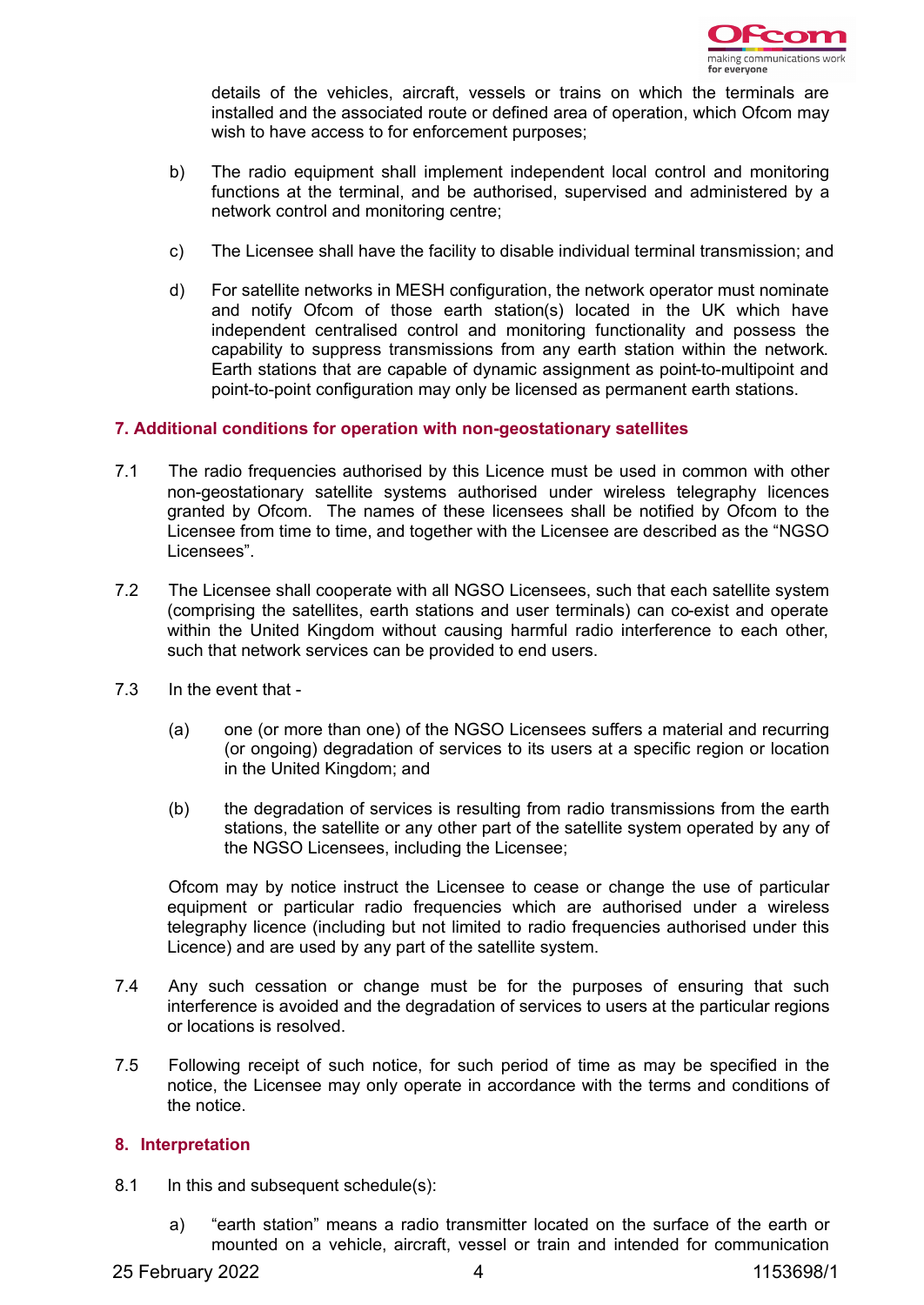details of the vehicles, aircraft, vessels or trains on which the terminals are installed and the associated route or defined area of operation, which Ofcom may wish to have access to for enforcement purposes;

b) The radio equipment shall implement independent local control and monitoring functions at the terminal, and be authorised, supervised and administered by a network control and monitoring centre;

c) The Licensee shall have the facility to disable individual terminal transmission; and

d) For satellite networks in MESH configuration, the network operator must nominate and notify Ofcom of those earth station(s) located in the UK which have independent centralised control and monitoring functionality and possess the capability to suppress transmissions from any earth station within the network. Earth stations that are capable of dynamic assignment as point-to-multipoint and point-to-point configuration may only be licensed as permanent earth stations.

## 7. Additional conditions for operation with non-geostationary satellites

7.1 The radio frequencies authorised by this Licence must be used in common with other non-geostationary satellite systems authorised under wireless telegraphy licences granted by Ofcom. The names of these licensees shall be notified by Ofcom to the Licensee from time to time, and together with the Licensee are described as the "NGSO Licensees".

7.2 The Licensee shall cooperate with all NGSO Licensees, such that each satellite system (comprising the satellites, earth stations and user terminals) can co-exist and operate within the United Kingdom without causing harmful radio interference to each other, such that network services can be provided to end users.

7.3 In the event that -

(a) one (or more than one) of the NGSO Licensees suffers a material and recurring (or ongoing) degradation of services to its users at a specific region or location in the United Kingdom; and

(b) the degradation of services is resulting from radio transmissions from the earth stations, the satellite or any other part of the satellite system operated by any of the NGSO Licensees, including the Licensee;

Ofcom may by notice instruct the Licensee to cease or change the use of particular equipment or particular radio frequencies which are authorised under a wireless telegraphy licence (including but not limited to radio frequencies authorised under this Licence) and are used by any part of the satellite system.

7.4 Any such cessation or change must be for the purposes of ensuring that such interference is avoided and the degradation of services to users at the particular regions or locations is resolved.

7.5 Following receipt of such notice, for such period of time as may be specified in the notice, the Licensee may only operate in accordance with the terms and conditions of the notice.

## 8. Interpretation

8.1 In this and subsequent schedule(s):

a) "earth station" means a radio transmitter located on the surface of the earth or mounted on a vehicle, aircraft, vessel or train and intended for communication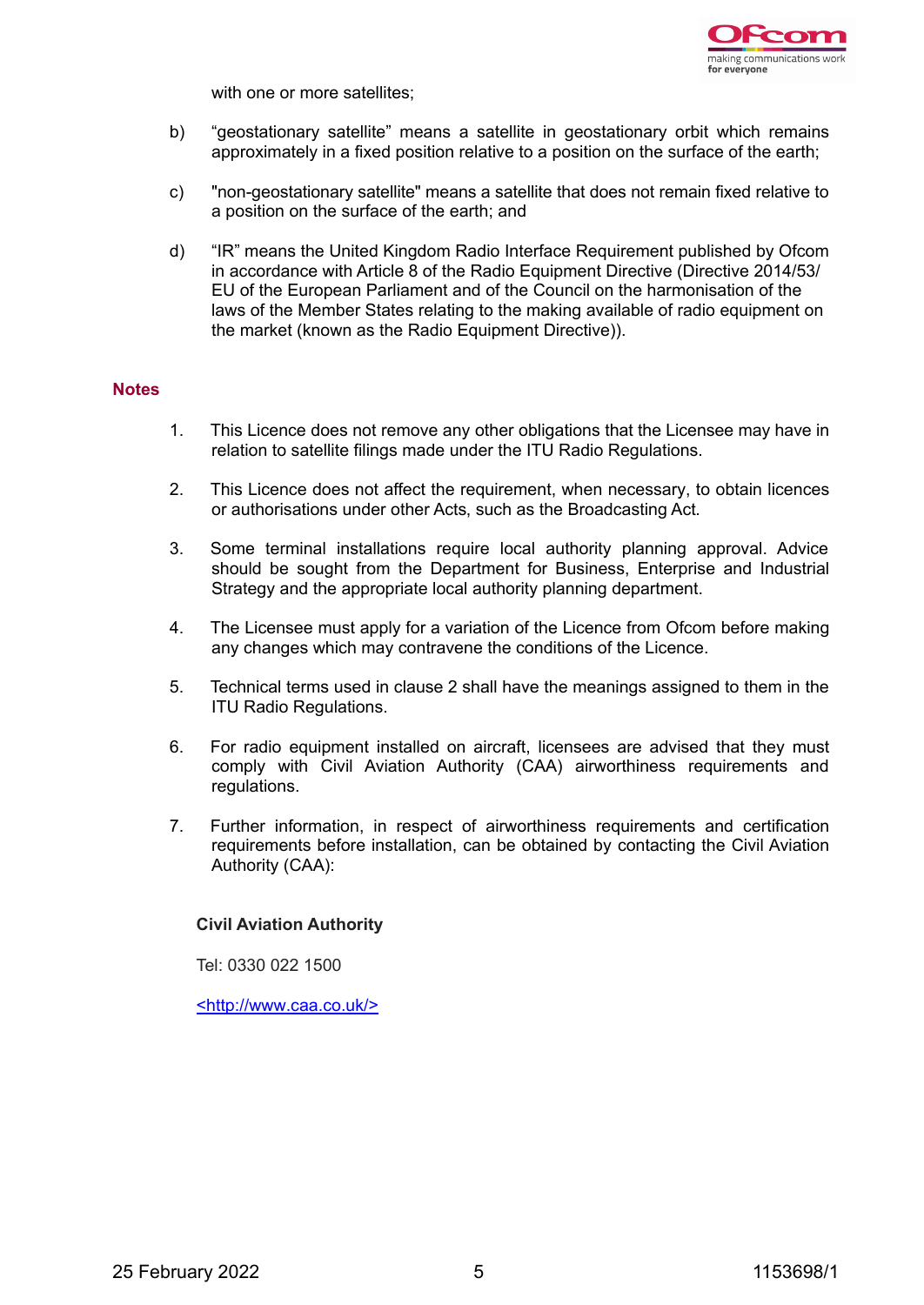with one or more satellites;

b) "geostationary satellite" means a satellite in geostationary orbit which remains approximately in a fixed position relative to a position on the surface of the earth;

c) "non-geostationary satellite" means a satellite that does not remain fixed relative to a position on the surface of the earth; and

d) "IR" means the United Kingdom Radio Interface Requirement published by Ofcom in accordance with Article 8 of the Radio Equipment Directive (Directive 2014/53/EU of the European Parliament and of the Council on the harmonisation of the laws of the Member States relating to the making available of radio equipment on the market (known as the Radio Equipment Directive)).

## Notes

1. This Licence does not remove any other obligations that the Licensee may have in relation to satellite filings made under the ITU Radio Regulations.

2. This Licence does not affect the requirement, when necessary, to obtain licences or authorisations under other Acts, such as the Broadcasting Act.

3. Some terminal installations require local authority planning approval. Advice should be sought from the Department for Business, Enterprise and Industrial Strategy and the appropriate local authority planning department.

4. The Licensee must apply for a variation of the Licence from Ofcom before making any changes which may contravene the conditions of the Licence.

5. Technical terms used in clause 2 shall have the meanings assigned to them in the ITU Radio Regulations.

6. For radio equipment installed on aircraft, licensees are advised that they must comply with Civil Aviation Authority (CAA) airworthiness requirements and regulations.

7. Further information, in respect of airworthiness requirements and certification requirements before installation, can be obtained by contacting the Civil Aviation Authority (CAA):

**Civil Aviation Authority**

Tel: 0330 022 1500

<http://www.caa.co.uk/>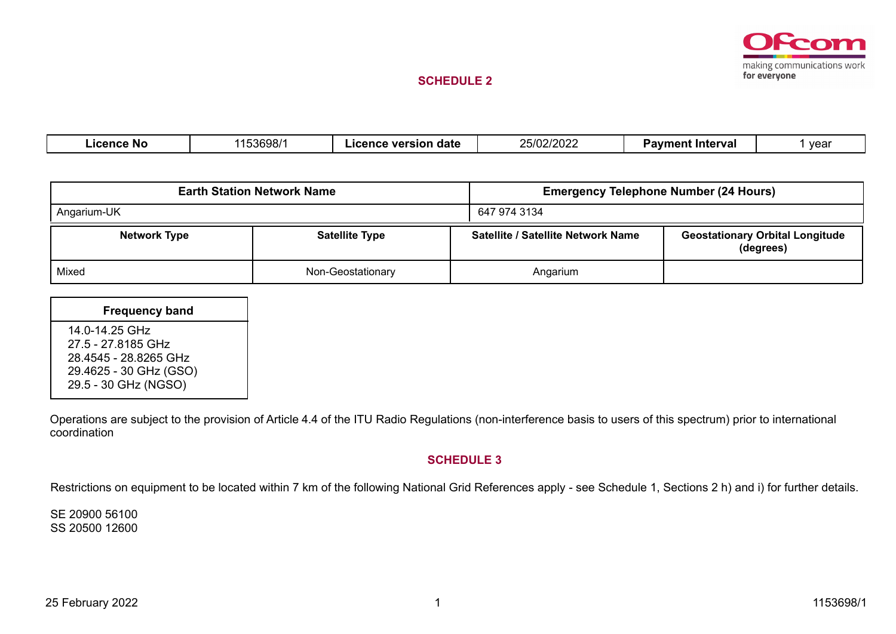## SCHEDULE 2

| Licence No | 1153698/1 | Licence version date | 25/02/2022 | Payment Interval | 1 year |
|---|---|---|---|---|---|

| Earth Station Network Name | Emergency Telephone Number (24 Hours) |
|---|---|
| Angarium-UK | 647 974 3134 |

| Network Type | Satellite Type | Satellite / Satellite Network Name | Geostationary Orbital Longitude (degrees) |
|---|---|---|---|
| Mixed | Non-Geostationary | Angarium | |

| Frequency band |
|---|
| 14.0-14.25 GHz<br>27.5 - 27.8185 GHz<br>28.4545 - 28.8265 GHz<br>29.4625 - 30 GHz (GSO)<br>29.5 - 30 GHz (NGSO) |

Operations are subject to the provision of Article 4.4 of the ITU Radio Regulations (non-interference basis to users of this spectrum) prior to international coordination

## SCHEDULE 3

Restrictions on equipment to be located within 7 km of the following National Grid References apply - see Schedule 1, Sections 2 h) and i) for further details.

SE 20900 56100
SS 20500 12600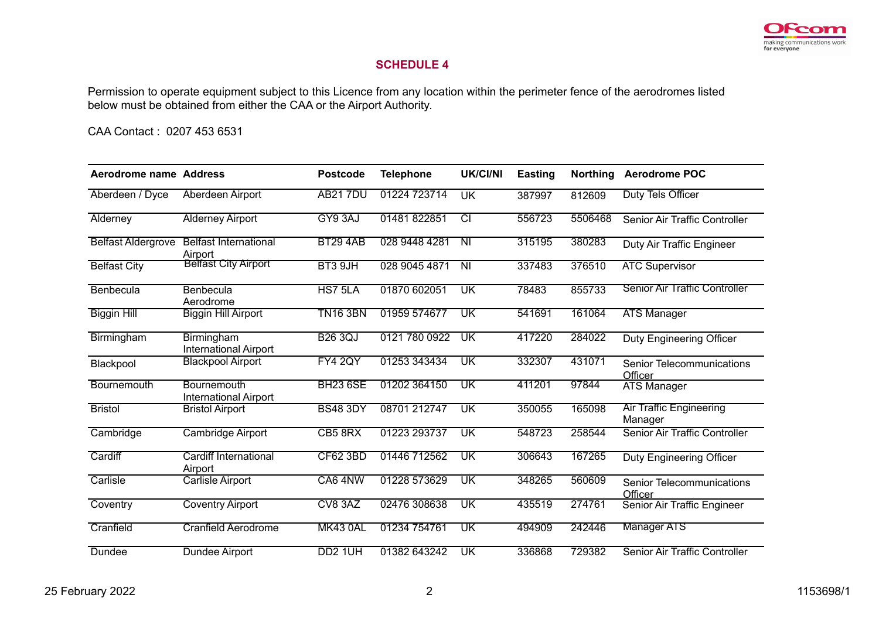## SCHEDULE 4

Permission to operate equipment subject to this Licence from any location within the perimeter fence of the aerodromes listed below must be obtained from either the CAA or the Airport Authority.

CAA Contact : 0207 453 6531

| Aerodrome name | Address | Postcode | Telephone | UK/CI/NI | Easting | Northing | Aerodrome POC |
|---|---|---|---|---|---|---|---|
| Aberdeen / Dyce | Aberdeen Airport | AB21 7DU | 01224 723714 | UK | 387997 | 812609 | Duty Tels Officer |
| Alderney | Alderney Airport | GY9 3AJ | 01481 822851 | CI | 556723 | 5506468 | Senior Air Traffic Controller |
| Belfast Aldergrove | Belfast International Airport | BT29 4AB | 028 9448 4281 | NI | 315195 | 380283 | Duty Air Traffic Engineer |
| Belfast City | Belfast City Airport | BT3 9JH | 028 9045 4871 | NI | 337483 | 376510 | ATC Supervisor |
| Benbecula | Benbecula Aerodrome | HS7 5LA | 01870 602051 | UK | 78483 | 855733 | Senior Air Traffic Controller |
| Biggin Hill | Biggin Hill Airport | TN16 3BN | 01959 574677 | UK | 541691 | 161064 | ATS Manager |
| Birmingham | Birmingham International Airport | B26 3QJ | 0121 780 0922 | UK | 417220 | 284022 | Duty Engineering Officer |
| Blackpool | Blackpool Airport | FY4 2QY | 01253 343434 | UK | 332307 | 431071 | Senior Telecommunications Officer |
| Bournemouth | Bournemouth International Airport | BH23 6SE | 01202 364150 | UK | 411201 | 97844 | ATS Manager |
| Bristol | Bristol Airport | BS48 3DY | 08701 212747 | UK | 350055 | 165098 | Air Traffic Engineering Manager |
| Cambridge | Cambridge Airport | CB5 8RX | 01223 293737 | UK | 548723 | 258544 | Senior Air Traffic Controller |
| Cardiff | Cardiff International Airport | CF62 3BD | 01446 712562 | UK | 306643 | 167265 | Duty Engineering Officer |
| Carlisle | Carlisle Airport | CA6 4NW | 01228 573629 | UK | 348265 | 560609 | Senior Telecommunications Officer |
| Coventry | Coventry Airport | CV8 3AZ | 02476 308638 | UK | 435519 | 274761 | Senior Air Traffic Engineer |
| Cranfield | Cranfield Aerodrome | MK43 0AL | 01234 754761 | UK | 494909 | 242446 | Manager ATS |
| Dundee | Dundee Airport | DD2 1UH | 01382 643242 | UK | 336868 | 729382 | Senior Air Traffic Controller |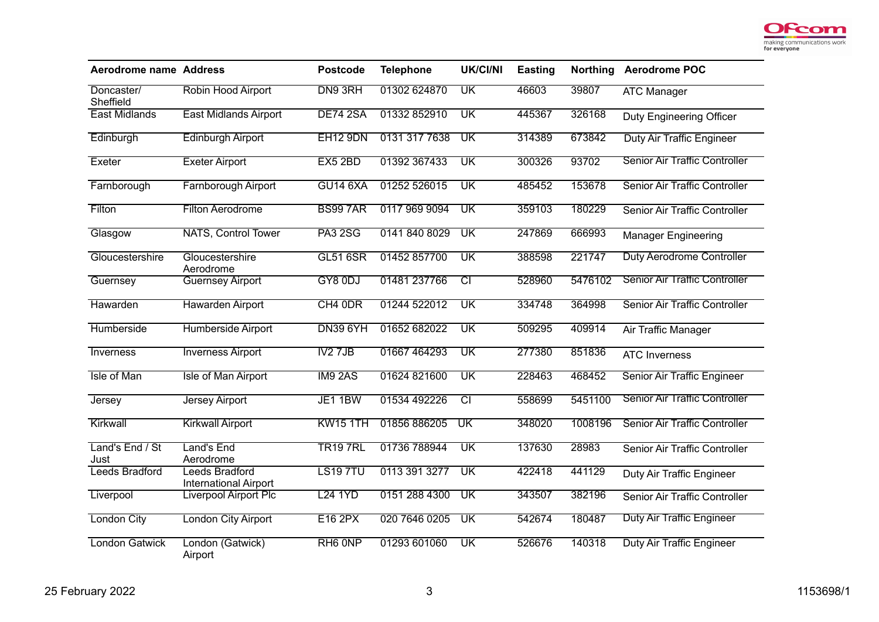| Aerodrome name | Address | Postcode | Telephone | UK/CI/NI | Easting | Northing | Aerodrome POC |
|---|---|---|---|---|---|---|---|
| Doncaster/ Sheffield | Robin Hood Airport | DN9 3RH | 01302 624870 | UK | 46603 | 39807 | ATC Manager |
| East Midlands | East Midlands Airport | DE74 2SA | 01332 852910 | UK | 445367 | 326168 | Duty Engineering Officer |
| Edinburgh | Edinburgh Airport | EH12 9DN | 0131 317 7638 | UK | 314389 | 673842 | Duty Air Traffic Engineer |
| Exeter | Exeter Airport | EX5 2BD | 01392 367433 | UK | 300326 | 93702 | Senior Air Traffic Controller |
| Farnborough | Farnborough Airport | GU14 6XA | 01252 526015 | UK | 485452 | 153678 | Senior Air Traffic Controller |
| Filton | Filton Aerodrome | BS99 7AR | 0117 969 9094 | UK | 359103 | 180229 | Senior Air Traffic Controller |
| Glasgow | NATS, Control Tower | PA3 2SG | 0141 840 8029 | UK | 247869 | 666993 | Manager Engineering |
| Gloucestershire | Gloucestershire Aerodrome | GL51 6SR | 01452 857700 | UK | 388598 | 221747 | Duty Aerodrome Controller |
| Guernsey | Guernsey Airport | GY8 0DJ | 01481 237766 | CI | 528960 | 5476102 | Senior Air Traffic Controller |
| Hawarden | Hawarden Airport | CH4 0DR | 01244 522012 | UK | 334748 | 364998 | Senior Air Traffic Controller |
| Humberside | Humberside Airport | DN39 6YH | 01652 682022 | UK | 509295 | 409914 | Air Traffic Manager |
| Inverness | Inverness Airport | IV2 7JB | 01667 464293 | UK | 277380 | 851836 | ATC Inverness |
| Isle of Man | Isle of Man Airport | IM9 2AS | 01624 821600 | UK | 228463 | 468452 | Senior Air Traffic Engineer |
| Jersey | Jersey Airport | JE1 1BW | 01534 492226 | CI | 558699 | 5451100 | Senior Air Traffic Controller |
| Kirkwall | Kirkwall Airport | KW15 1TH | 01856 886205 | UK | 348020 | 1008196 | Senior Air Traffic Controller |
| Land's End / St Just | Land's End Aerodrome | TR19 7RL | 01736 788944 | UK | 137630 | 28983 | Senior Air Traffic Controller |
| Leeds Bradford | Leeds Bradford International Airport | LS19 7TU | 0113 391 3277 | UK | 422418 | 441129 | Duty Air Traffic Engineer |
| Liverpool | Liverpool Airport Plc | L24 1YD | 0151 288 4300 | UK | 343507 | 382196 | Senior Air Traffic Controller |
| London City | London City Airport | E16 2PX | 020 7646 0205 | UK | 542674 | 180487 | Duty Air Traffic Engineer |
| London Gatwick | London (Gatwick) Airport | RH6 0NP | 01293 601060 | UK | 526676 | 140318 | Duty Air Traffic Engineer |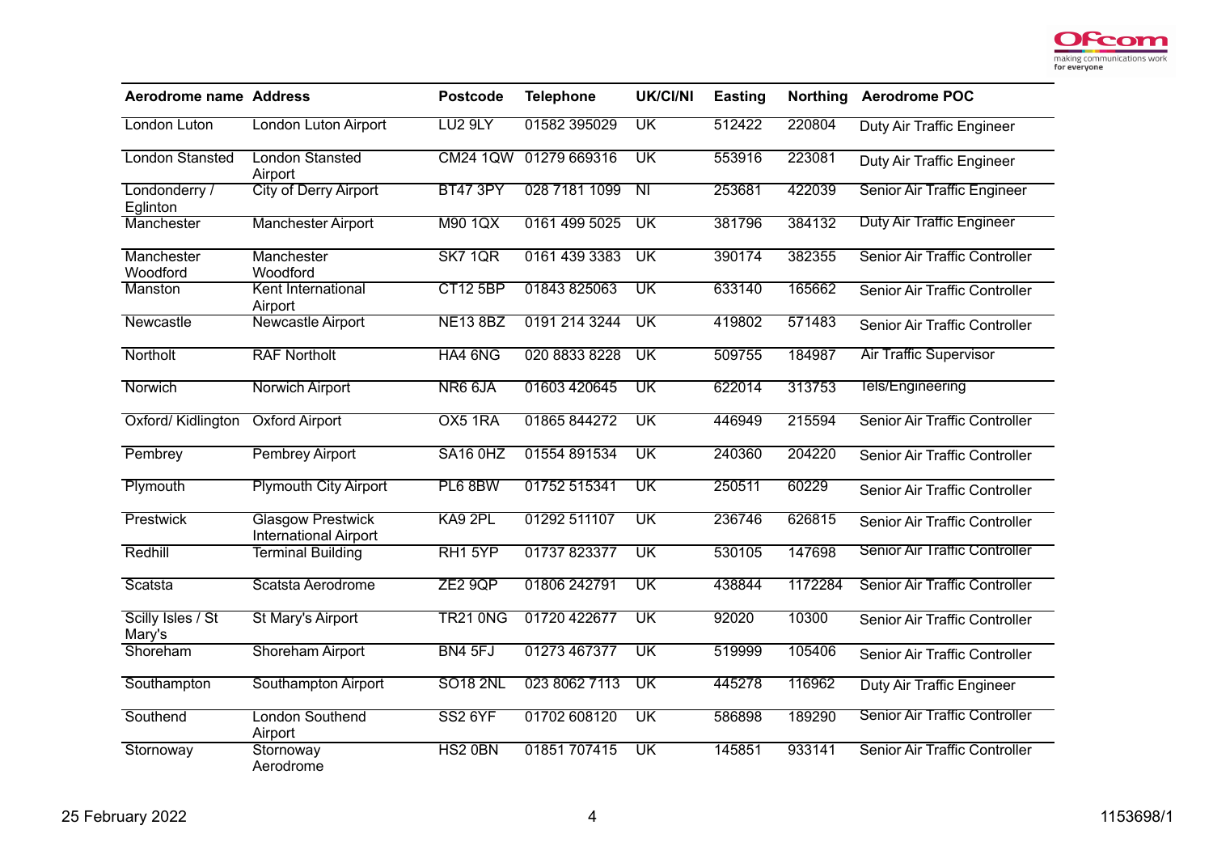| Aerodrome name | Address | Postcode | Telephone | UK/CI/NI | Easting | Northing | Aerodrome POC |
|---|---|---|---|---|---|---|---|
| London Luton | London Luton Airport | LU2 9LY | 01582 395029 | UK | 512422 | 220804 | Duty Air Traffic Engineer |
| London Stansted | London Stansted Airport | CM24 1QW | 01279 669316 | UK | 553916 | 223081 | Duty Air Traffic Engineer |
| Londonderry / Eglinton | City of Derry Airport | BT47 3PY | 028 7181 1099 | NI | 253681 | 422039 | Senior Air Traffic Engineer |
| Manchester | Manchester Airport | M90 1QX | 0161 499 5025 | UK | 381796 | 384132 | Duty Air Traffic Engineer |
| Manchester Woodford | Manchester Woodford | SK7 1QR | 0161 439 3383 | UK | 390174 | 382355 | Senior Air Traffic Controller |
| Manston | Kent International Airport | CT12 5BP | 01843 825063 | UK | 633140 | 165662 | Senior Air Traffic Controller |
| Newcastle | Newcastle Airport | NE13 8BZ | 0191 214 3244 | UK | 419802 | 571483 | Senior Air Traffic Controller |
| Northolt | RAF Northolt | HA4 6NG | 020 8833 8228 | UK | 509755 | 184987 | Air Traffic Supervisor |
| Norwich | Norwich Airport | NR6 6JA | 01603 420645 | UK | 622014 | 313753 | Tels/Engineering |
| Oxford/ Kidlington | Oxford Airport | OX5 1RA | 01865 844272 | UK | 446949 | 215594 | Senior Air Traffic Controller |
| Pembrey | Pembrey Airport | SA16 0HZ | 01554 891534 | UK | 240360 | 204220 | Senior Air Traffic Controller |
| Plymouth | Plymouth City Airport | PL6 8BW | 01752 515341 | UK | 250511 | 60229 | Senior Air Traffic Controller |
| Prestwick | Glasgow Prestwick International Airport | KA9 2PL | 01292 511107 | UK | 236746 | 626815 | Senior Air Traffic Controller |
| Redhill | Terminal Building | RH1 5YP | 01737 823377 | UK | 530105 | 147698 | Senior Air Traffic Controller |
| Scatsta | Scatsta Aerodrome | ZE2 9QP | 01806 242791 | UK | 438844 | 1172284 | Senior Air Traffic Controller |
| Scilly Isles / St Mary's | St Mary's Airport | TR21 0NG | 01720 422677 | UK | 92020 | 10300 | Senior Air Traffic Controller |
| Shoreham | Shoreham Airport | BN4 5FJ | 01273 467377 | UK | 519999 | 105406 | Senior Air Traffic Controller |
| Southampton | Southampton Airport | SO18 2NL | 023 8062 7113 | UK | 445278 | 116962 | Duty Air Traffic Engineer |
| Southend | London Southend Airport | SS2 6YF | 01702 608120 | UK | 586898 | 189290 | Senior Air Traffic Controller |
| Stornoway | Stornoway Aerodrome | HS2 0BN | 01851 707415 | UK | 145851 | 933141 | Senior Air Traffic Controller |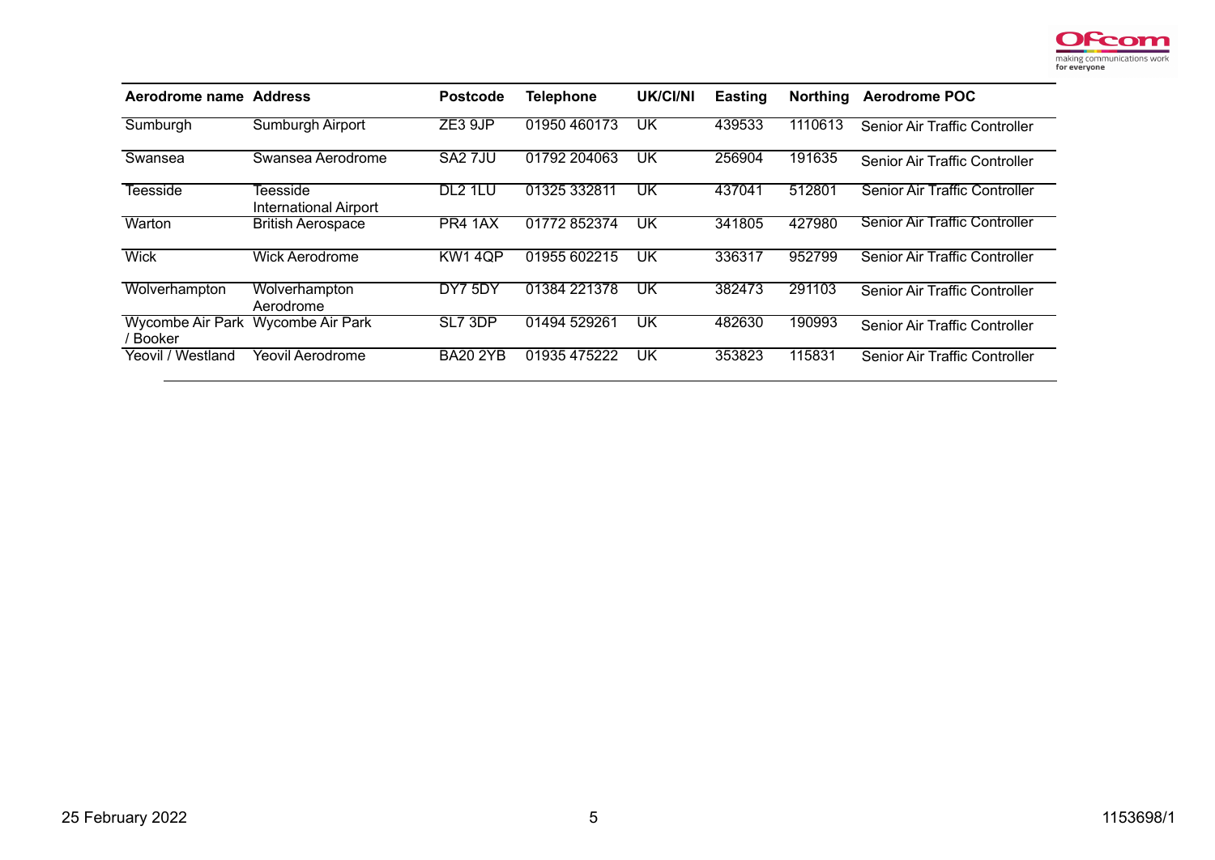| Aerodrome name | Address | Postcode | Telephone | UK/CI/NI | Easting | Northing | Aerodrome POC |
|---|---|---|---|---|---|---|---|
| Sumburgh | Sumburgh Airport | ZE3 9JP | 01950 460173 | UK | 439533 | 1110613 | Senior Air Traffic Controller |
| Swansea | Swansea Aerodrome | SA2 7JU | 01792 204063 | UK | 256904 | 191635 | Senior Air Traffic Controller |
| Teesside | Teesside International Airport | DL2 1LU | 01325 332811 | UK | 437041 | 512801 | Senior Air Traffic Controller |
| Warton | British Aerospace | PR4 1AX | 01772 852374 | UK | 341805 | 427980 | Senior Air Traffic Controller |
| Wick | Wick Aerodrome | KW1 4QP | 01955 602215 | UK | 336317 | 952799 | Senior Air Traffic Controller |
| Wolverhampton | Wolverhampton Aerodrome | DY7 5DY | 01384 221378 | UK | 382473 | 291103 | Senior Air Traffic Controller |
| Wycombe Air Park / Booker | Wycombe Air Park | SL7 3DP | 01494 529261 | UK | 482630 | 190993 | Senior Air Traffic Controller |
| Yeovil / Westland | Yeovil Aerodrome | BA20 2YB | 01935 475222 | UK | 353823 | 115831 | Senior Air Traffic Controller |